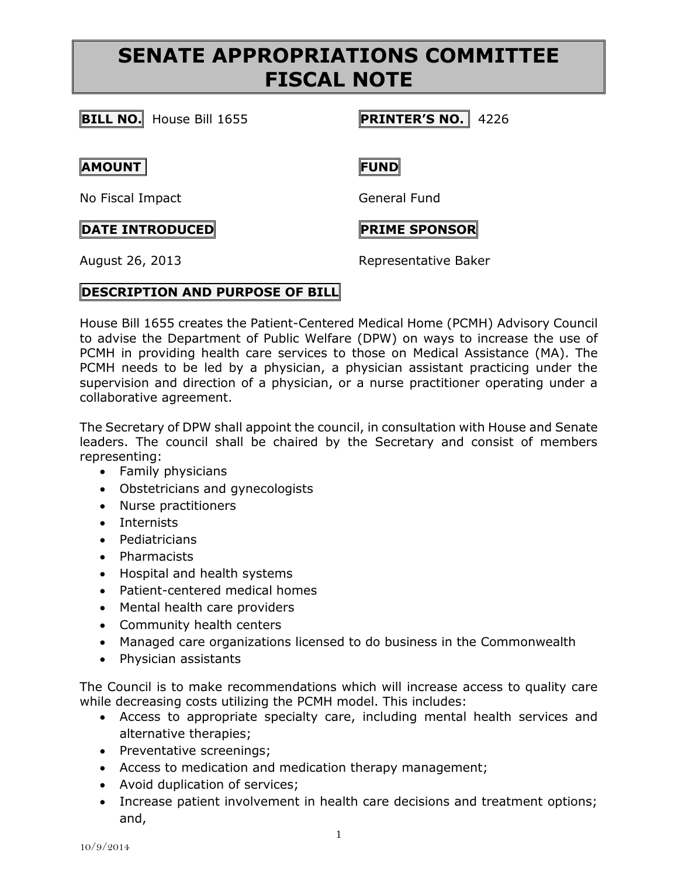# SENATE APPROPRIATIONS COMMITTEE FISCAL NOTE

**BILL NO.** House Bill 1655

**PRINTER'S NO.** 4226

**AMOUNT**

No Fiscal Impact

**FUND**

General Fund

**DATE INTRODUCED**

August 26, 2013

**PRIME SPONSOR**

Representative Baker

**DESCRIPTION AND PURPOSE OF BILL**

House Bill 1655 creates the Patient-Centered Medical Home (PCMH) Advisory Council to advise the Department of Public Welfare (DPW) on ways to increase the use of PCMH in providing health care services to those on Medical Assistance (MA). The PCMH needs to be led by a physician, a physician assistant practicing under the supervision and direction of a physician, or a nurse practitioner operating under a collaborative agreement.

The Secretary of DPW shall appoint the council, in consultation with House and Senate leaders. The council shall be chaired by the Secretary and consist of members representing:

- Family physicians
- Obstetricians and gynecologists
- Nurse practitioners
- Internists
- Pediatricians
- Pharmacists
- Hospital and health systems
- Patient-centered medical homes
- Mental health care providers
- Community health centers
- Managed care organizations licensed to do business in the Commonwealth
- Physician assistants

The Council is to make recommendations which will increase access to quality care while decreasing costs utilizing the PCMH model. This includes:

- Access to appropriate specialty care, including mental health services and alternative therapies;
- Preventative screenings;
- Access to medication and medication therapy management;
- Avoid duplication of services;
- Increase patient involvement in health care decisions and treatment options; and,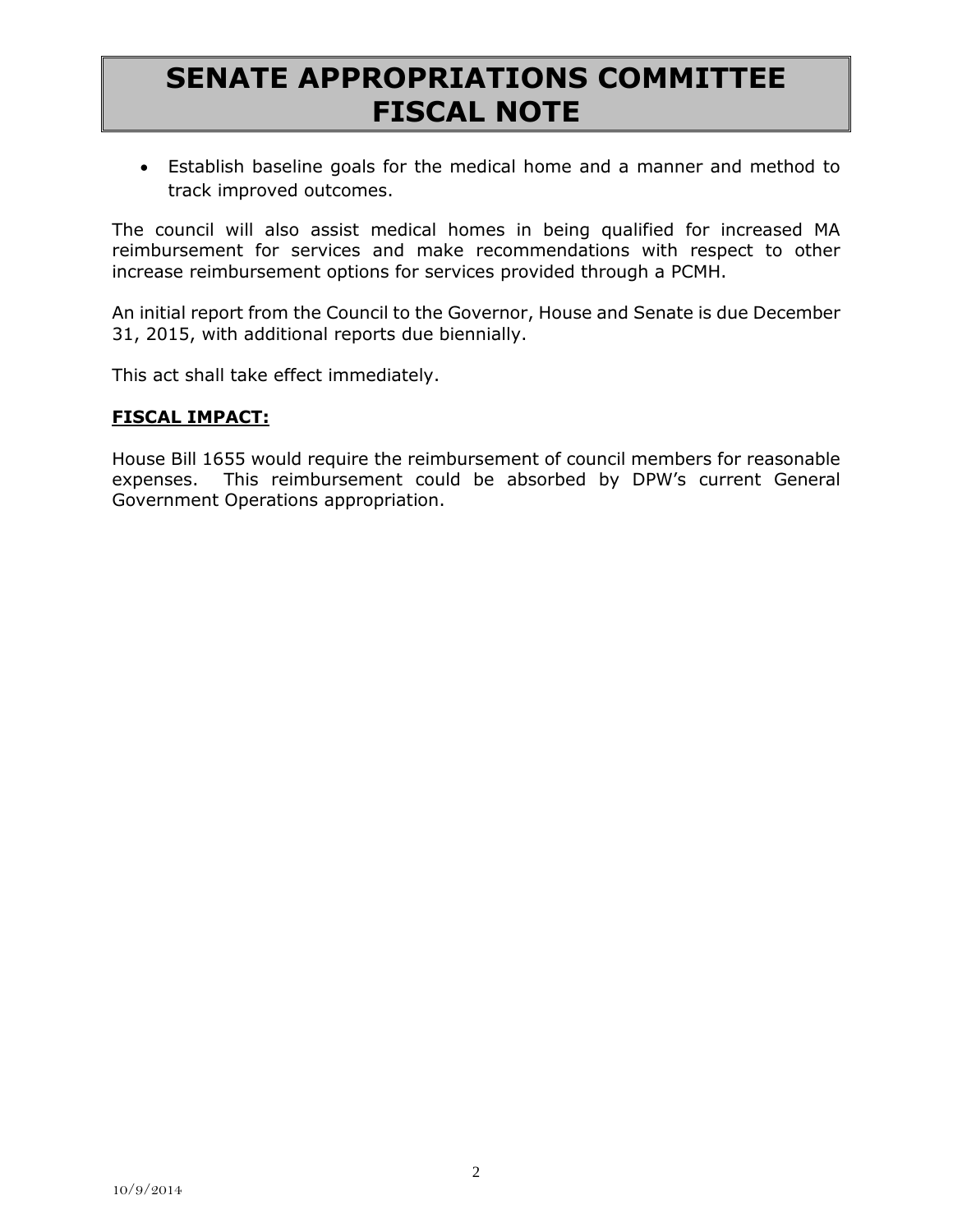# SENATE APPROPRIATIONS COMMITTEE FISCAL NOTE

- Establish baseline goals for the medical home and a manner and method to track improved outcomes.

The council will also assist medical homes in being qualified for increased MA reimbursement for services and make recommendations with respect to other increase reimbursement options for services provided through a PCMH.

An initial report from the Council to the Governor, House and Senate is due December 31, 2015, with additional reports due biennially.

This act shall take effect immediately.

**FISCAL IMPACT:**

House Bill 1655 would require the reimbursement of council members for reasonable expenses. This reimbursement could be absorbed by DPW's current General Government Operations appropriation.